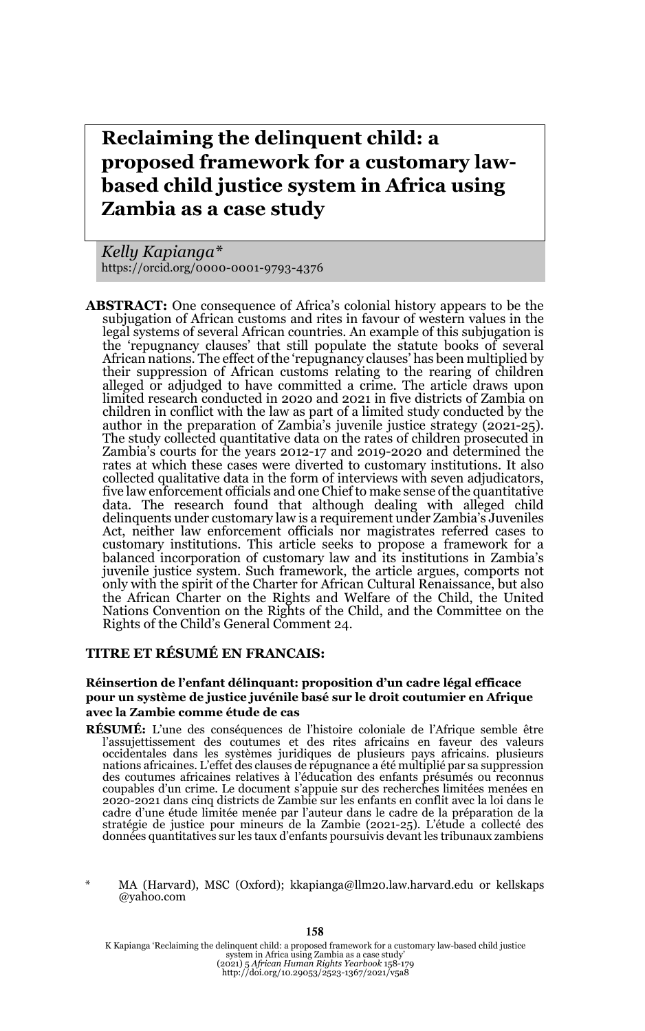# Reclaiming the delinquent child: a proposed framework for a customary law-based child justice system in Africa using Zambia as a case study

*Kelly Kapianga**
https://orcid.org/0000-0001-9793-4376

**ABSTRACT:** One consequence of Africa's colonial history appears to be the subjugation of African customs and rites in favour of western values in the legal systems of several African countries. An example of this subjugation is the 'repugnancy clauses' that still populate the statute books of several African nations. The effect of the 'repugnancy clauses' has been multiplied by their suppression of African customs relating to the rearing of children alleged or adjudged to have committed a crime. The article draws upon limited research conducted in 2020 and 2021 in five districts of Zambia on children in conflict with the law as part of a limited study conducted by the author in the preparation of Zambia's juvenile justice strategy (2021-25). The study collected quantitative data on the rates of children prosecuted in Zambia's courts for the years 2012-17 and 2019-2020 and determined the rates at which these cases were diverted to customary institutions. It also collected qualitative data in the form of interviews with seven adjudicators, five law enforcement officials and one Chief to make sense of the quantitative data. The research found that although dealing with alleged child delinquents under customary law is a requirement under Zambia's Juveniles Act, neither law enforcement officials nor magistrates referred cases to customary institutions. This article seeks to propose a framework for a balanced incorporation of customary law and its institutions in Zambia's juvenile justice system. Such framework, the article argues, comports not only with the spirit of the Charter for African Cultural Renaissance, but also the African Charter on the Rights and Welfare of the Child, the United Nations Convention on the Rights of the Child, and the Committee on the Rights of the Child's General Comment 24.

**TITRE ET RÉSUMÉ EN FRANCAIS:**

**Réinsertion de l'enfant délinquant: proposition d'un cadre légal efficace pour un système de justice juvénile basé sur le droit coutumier en Afrique avec la Zambie comme étude de cas**

**RÉSUMÉ:** L'une des conséquences de l'histoire coloniale de l'Afrique semble être l'assujettissement des coutumes et des rites africains en faveur des valeurs occidentales dans les systèmes juridiques de plusieurs pays africains. plusieurs nations africaines. L'effet des clauses de répugnance a été multiplié par sa suppression des coutumes africaines relatives à l'éducation des enfants présumés ou reconnus coupables d'un crime. Le document s'appuie sur des recherches limitées menées en 2020-2021 dans cinq districts de Zambie sur les enfants en conflit avec la loi dans le cadre d'une étude limitée menée par l'auteur dans le cadre de la préparation de la stratégie de justice pour mineurs de la Zambie (2021-25). L'étude a collecté des données quantitatives sur les taux d'enfants poursuivis devant les tribunaux zambiens

\* MA (Harvard), MSC (Oxford); kkapianga@llm20.law.harvard.edu or kellskaps @yahoo.com

K Kapianga 'Reclaiming the delinquent child: a proposed framework for a customary law-based child justice system in Africa using Zambia as a case study' (2021) 5 *African Human Rights Yearbook* 158-179
http://doi.org/10.29053/2523-1367/2021/v5a8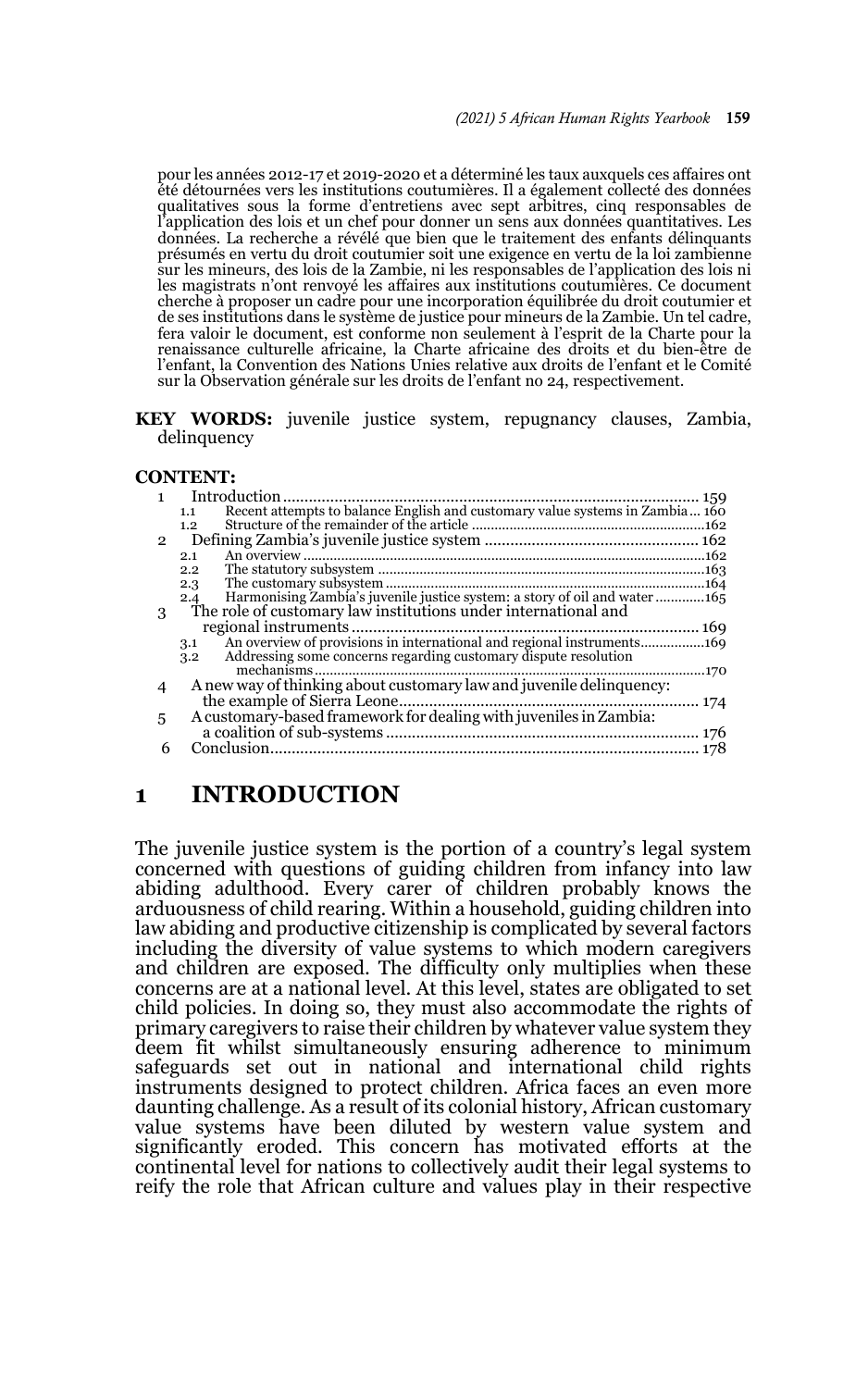pour les années 2012-17 et 2019-2020 et a déterminé les taux auxquels ces affaires ont été détournées vers les institutions coutumières. Il a également collecté des données qualitatives sous la forme d'entretiens avec sept arbitres, cinq responsables de l'application des lois et un chef pour donner un sens aux données quantitatives. Les données. La recherche a révélé que bien que le traitement des enfants délinquants présumés en vertu du droit coutumier soit une exigence en vertu de la loi zambienne sur les mineurs, des lois de la Zambie, ni les responsables de l'application des lois ni les magistrats n'ont renvoyé les affaires aux institutions coutumières. Ce document cherche à proposer un cadre pour une incorporation équilibrée du droit coutumier et de ses institutions dans le système de justice pour mineurs de la Zambie. Un tel cadre, fera valoir le document, est conforme non seulement à l'esprit de la Charte pour la renaissance culturelle africaine, la Charte africaine des droits et du bien-être de l'enfant, la Convention des Nations Unies relative aux droits de l'enfant et le Comité sur la Observation générale sur les droits de l'enfant no 24, respectivement.

**KEY WORDS:** juvenile justice system, repugnancy clauses, Zambia, delinquency

**CONTENT:**

1 Introduction ... 159
  1.1 Recent attempts to balance English and customary value systems in Zambia ... 160
  1.2 Structure of the remainder of the article ... 162
2 Defining Zambia's juvenile justice system ... 162
  2.1 An overview ... 162
  2.2 The statutory subsystem ... 163
  2.3 The customary subsystem ... 164
  2.4 Harmonising Zambia's juvenile justice system: a story of oil and water ... 165
3 The role of customary law institutions under international and regional instruments ... 169
  3.1 An overview of provisions in international and regional instruments ... 169
  3.2 Addressing some concerns regarding customary dispute resolution mechanisms ... 170
4 A new way of thinking about customary law and juvenile delinquency: the example of Sierra Leone ... 174
5 A customary-based framework for dealing with juveniles in Zambia: a coalition of sub-systems ... 176
6 Conclusion ... 178

# 1 INTRODUCTION

The juvenile justice system is the portion of a country's legal system concerned with questions of guiding children from infancy into law abiding adulthood. Every carer of children probably knows the arduousness of child rearing. Within a household, guiding children into law abiding and productive citizenship is complicated by several factors including the diversity of value systems to which modern caregivers and children are exposed. The difficulty only multiplies when these concerns are at a national level. At this level, states are obligated to set child policies. In doing so, they must also accommodate the rights of primary caregivers to raise their children by whatever value system they deem fit whilst simultaneously ensuring adherence to minimum safeguards set out in national and international child rights instruments designed to protect children. Africa faces an even more daunting challenge. As a result of its colonial history, African customary value systems have been diluted by western value system and significantly eroded. This concern has motivated efforts at the continental level for nations to collectively audit their legal systems to reify the role that African culture and values play in their respective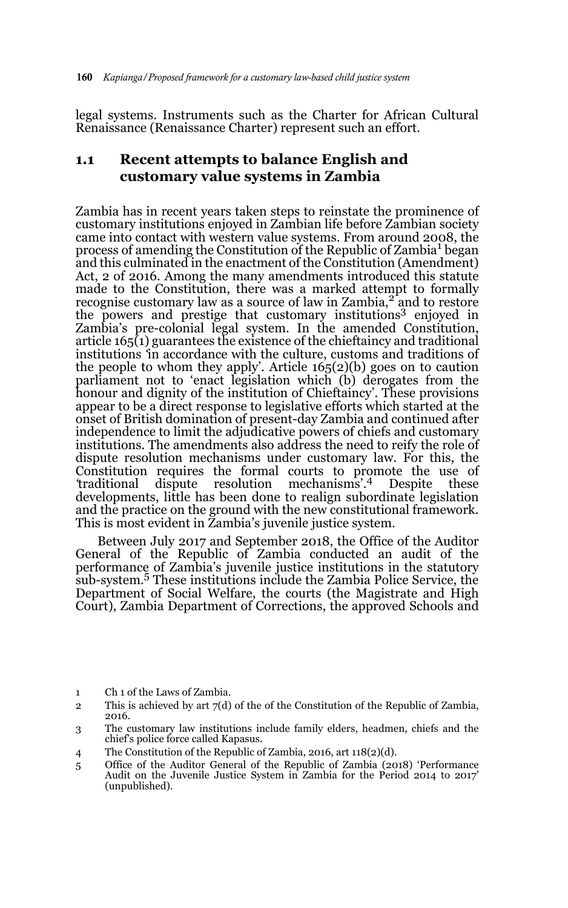legal systems. Instruments such as the Charter for African Cultural Renaissance (Renaissance Charter) represent such an effort.

### 1.1 Recent attempts to balance English and customary value systems in Zambia

Zambia has in recent years taken steps to reinstate the prominence of customary institutions enjoyed in Zambian life before Zambian society came into contact with western value systems. From around 2008, the process of amending the Constitution of the Republic of Zambia[1] began and this culminated in the enactment of the Constitution (Amendment) Act, 2 of 2016. Among the many amendments introduced this statute made to the Constitution, there was a marked attempt to formally recognise customary law as a source of law in Zambia,[2] and to restore the powers and prestige that customary institutions[3] enjoyed in Zambia's pre-colonial legal system. In the amended Constitution, article 165(1) guarantees the existence of the chieftaincy and traditional institutions 'in accordance with the culture, customs and traditions of the people to whom they apply'. Article 165(2)(b) goes on to caution parliament not to 'enact legislation which (b) derogates from the honour and dignity of the institution of Chieftaincy'. These provisions appear to be a direct response to legislative efforts which started at the onset of British domination of present-day Zambia and continued after independence to limit the adjudicative powers of chiefs and customary institutions. The amendments also address the need to reify the role of dispute resolution mechanisms under customary law. For this, the Constitution requires the formal courts to promote the use of 'traditional dispute resolution mechanisms'.[4] Despite these developments, little has been done to realign subordinate legislation and the practice on the ground with the new constitutional framework. This is most evident in Zambia's juvenile justice system.

Between July 2017 and September 2018, the Office of the Auditor General of the Republic of Zambia conducted an audit of the performance of Zambia's juvenile justice institutions in the statutory sub-system.[5] These institutions include the Zambia Police Service, the Department of Social Welfare, the courts (the Magistrate and High Court), Zambia Department of Corrections, the approved Schools and

1 Ch 1 of the Laws of Zambia.

2 This is achieved by art 7(d) of the of the Constitution of the Republic of Zambia, 2016.

3 The customary law institutions include family elders, headmen, chiefs and the chief's police force called Kapasus.

4 The Constitution of the Republic of Zambia, 2016, art 118(2)(d).

5 Office of the Auditor General of the Republic of Zambia (2018) 'Performance Audit on the Juvenile Justice System in Zambia for the Period 2014 to 2017' (unpublished).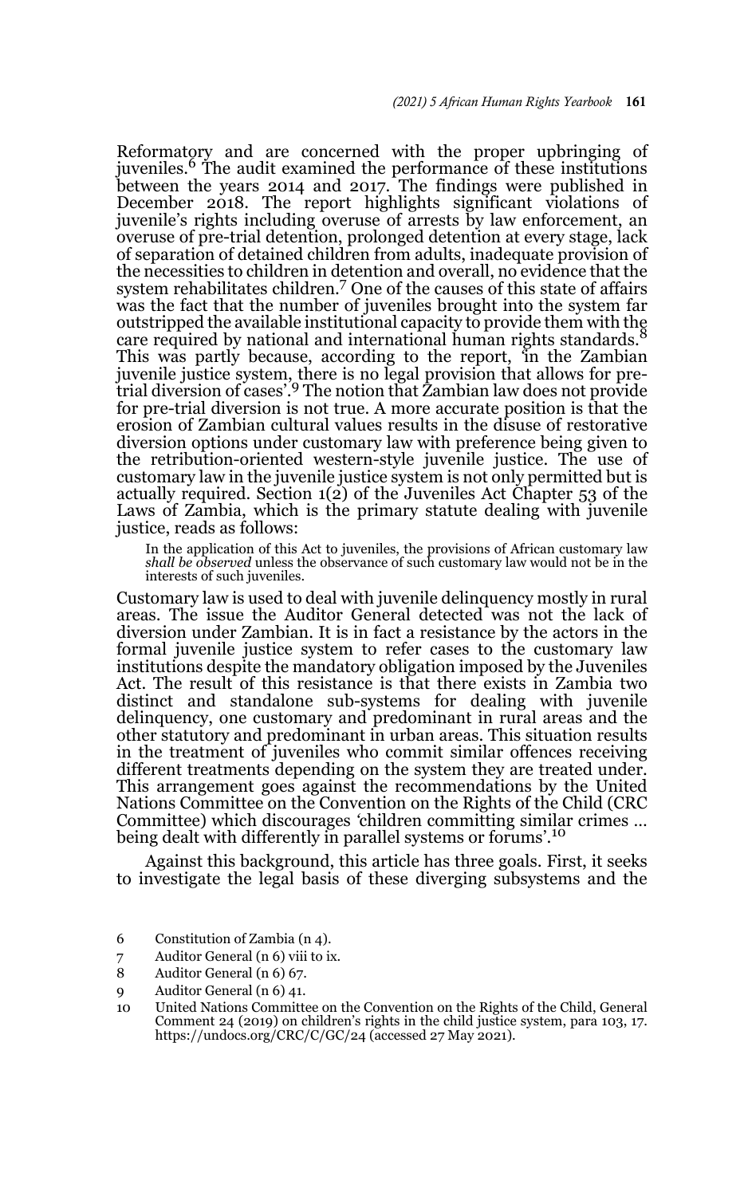Reformatory and are concerned with the proper upbringing of juveniles.[6] The audit examined the performance of these institutions between the years 2014 and 2017. The findings were published in December 2018. The report highlights significant violations of juvenile's rights including overuse of arrests by law enforcement, an overuse of pre-trial detention, prolonged detention at every stage, lack of separation of detained children from adults, inadequate provision of the necessities to children in detention and overall, no evidence that the system rehabilitates children.[7] One of the causes of this state of affairs was the fact that the number of juveniles brought into the system far outstripped the available institutional capacity to provide them with the care required by national and international human rights standards.[8] This was partly because, according to the report, 'in the Zambian juvenile justice system, there is no legal provision that allows for pre-trial diversion of cases'.[9] The notion that Zambian law does not provide for pre-trial diversion is not true. A more accurate position is that the erosion of Zambian cultural values results in the disuse of restorative diversion options under customary law with preference being given to the retribution-oriented western-style juvenile justice. The use of customary law in the juvenile justice system is not only permitted but is actually required. Section 1(2) of the Juveniles Act Chapter 53 of the Laws of Zambia, which is the primary statute dealing with juvenile justice, reads as follows:

> In the application of this Act to juveniles, the provisions of African customary law *shall be observed* unless the observance of such customary law would not be in the interests of such juveniles.

Customary law is used to deal with juvenile delinquency mostly in rural areas. The issue the Auditor General detected was not the lack of diversion under Zambian. It is in fact a resistance by the actors in the formal juvenile justice system to refer cases to the customary law institutions despite the mandatory obligation imposed by the Juveniles Act. The result of this resistance is that there exists in Zambia two distinct and standalone sub-systems for dealing with juvenile delinquency, one customary and predominant in rural areas and the other statutory and predominant in urban areas. This situation results in the treatment of juveniles who commit similar offences receiving different treatments depending on the system they are treated under. This arrangement goes against the recommendations by the United Nations Committee on the Convention on the Rights of the Child (CRC Committee) which discourages 'children committing similar crimes … being dealt with differently in parallel systems or forums'.[10]

Against this background, this article has three goals. First, it seeks to investigate the legal basis of these diverging subsystems and the

6 Constitution of Zambia (n 4).

7 Auditor General (n 6) viii to ix.

8 Auditor General (n 6) 67.

9 Auditor General (n 6) 41.

10 United Nations Committee on the Convention on the Rights of the Child, General Comment 24 (2019) on children's rights in the child justice system, para 103, 17. https://undocs.org/CRC/C/GC/24 (accessed 27 May 2021).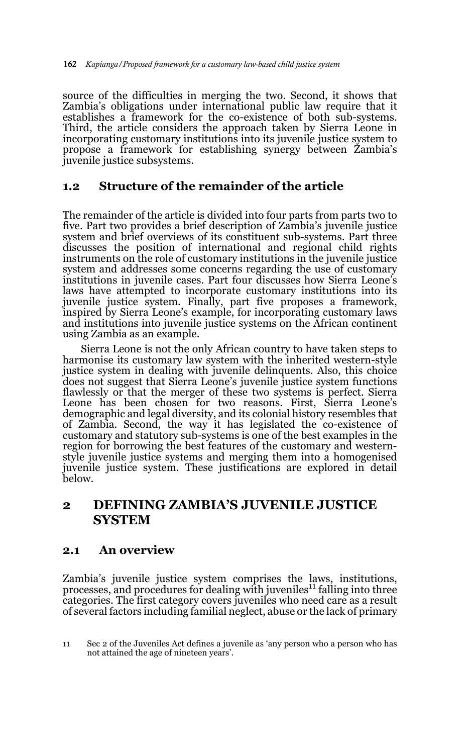source of the difficulties in merging the two. Second, it shows that Zambia's obligations under international public law require that it establishes a framework for the co-existence of both sub-systems. Third, the article considers the approach taken by Sierra Leone in incorporating customary institutions into its juvenile justice system to propose a framework for establishing synergy between Zambia's juvenile justice subsystems.

## 1.2 Structure of the remainder of the article

The remainder of the article is divided into four parts from parts two to five. Part two provides a brief description of Zambia's juvenile justice system and brief overviews of its constituent sub-systems. Part three discusses the position of international and regional child rights instruments on the role of customary institutions in the juvenile justice system and addresses some concerns regarding the use of customary institutions in juvenile cases. Part four discusses how Sierra Leone's laws have attempted to incorporate customary institutions into its juvenile justice system. Finally, part five proposes a framework, inspired by Sierra Leone's example, for incorporating customary laws and institutions into juvenile justice systems on the African continent using Zambia as an example.

Sierra Leone is not the only African country to have taken steps to harmonise its customary law system with the inherited western-style justice system in dealing with juvenile delinquents. Also, this choice does not suggest that Sierra Leone's juvenile justice system functions flawlessly or that the merger of these two systems is perfect. Sierra Leone has been chosen for two reasons. First, Sierra Leone's demographic and legal diversity, and its colonial history resembles that of Zambia. Second, the way it has legislated the co-existence of customary and statutory sub-systems is one of the best examples in the region for borrowing the best features of the customary and western-style juvenile justice systems and merging them into a homogenised juvenile justice system. These justifications are explored in detail below.

# 2 DEFINING ZAMBIA'S JUVENILE JUSTICE SYSTEM

## 2.1 An overview

Zambia's juvenile justice system comprises the laws, institutions, processes, and procedures for dealing with juveniles[11] falling into three categories. The first category covers juveniles who need care as a result of several factors including familial neglect, abuse or the lack of primary

11 Sec 2 of the Juveniles Act defines a juvenile as 'any person who a person who has not attained the age of nineteen years'.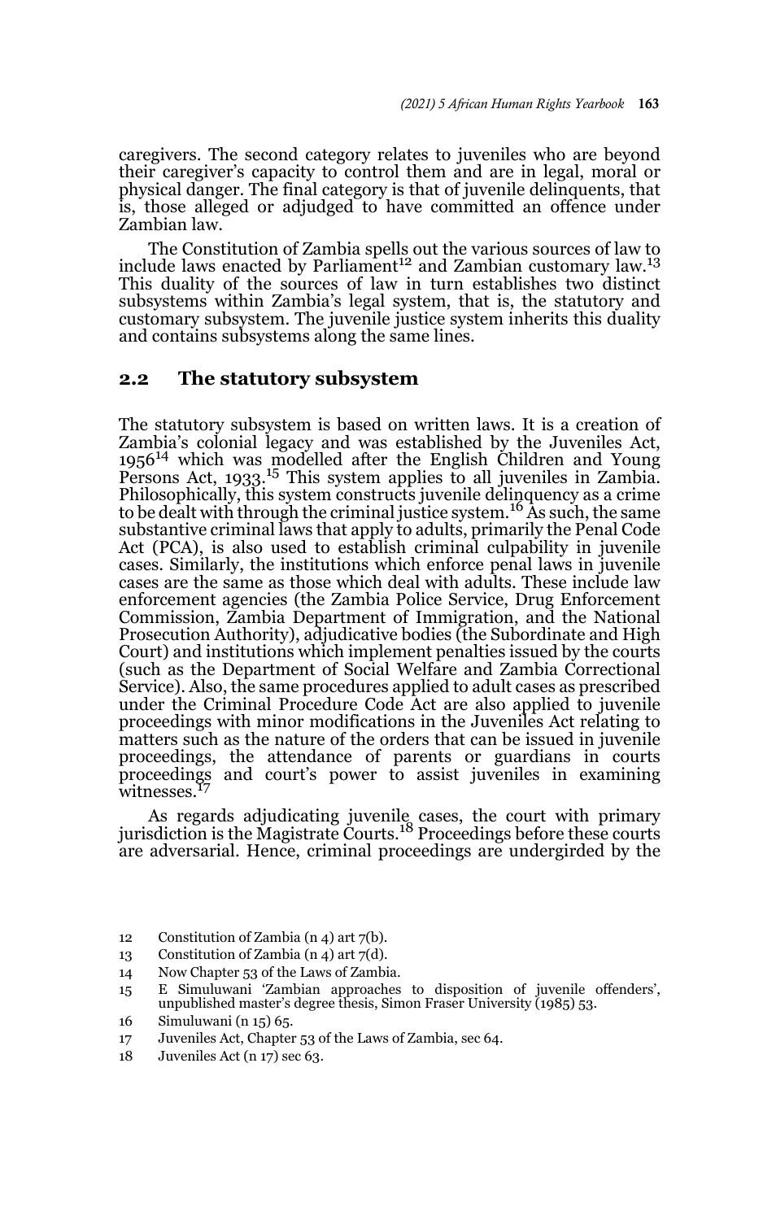caregivers. The second category relates to juveniles who are beyond their caregiver's capacity to control them and are in legal, moral or physical danger. The final category is that of juvenile delinquents, that is, those alleged or adjudged to have committed an offence under Zambian law.

The Constitution of Zambia spells out the various sources of law to include laws enacted by Parliament[12] and Zambian customary law.[13] This duality of the sources of law in turn establishes two distinct subsystems within Zambia's legal system, that is, the statutory and customary subsystem. The juvenile justice system inherits this duality and contains subsystems along the same lines.

## 2.2 The statutory subsystem

The statutory subsystem is based on written laws. It is a creation of Zambia's colonial legacy and was established by the Juveniles Act, 1956[14] which was modelled after the English Children and Young Persons Act, 1933.[15] This system applies to all juveniles in Zambia. Philosophically, this system constructs juvenile delinquency as a crime to be dealt with through the criminal justice system.[16] As such, the same substantive criminal laws that apply to adults, primarily the Penal Code Act (PCA), is also used to establish criminal culpability in juvenile cases. Similarly, the institutions which enforce penal laws in juvenile cases are the same as those which deal with adults. These include law enforcement agencies (the Zambia Police Service, Drug Enforcement Commission, Zambia Department of Immigration, and the National Prosecution Authority), adjudicative bodies (the Subordinate and High Court) and institutions which implement penalties issued by the courts (such as the Department of Social Welfare and Zambia Correctional Service). Also, the same procedures applied to adult cases as prescribed under the Criminal Procedure Code Act are also applied to juvenile proceedings with minor modifications in the Juveniles Act relating to matters such as the nature of the orders that can be issued in juvenile proceedings, the attendance of parents or guardians in courts proceedings and court's power to assist juveniles in examining witnesses.[17]

As regards adjudicating juvenile cases, the court with primary jurisdiction is the Magistrate Courts.[18] Proceedings before these courts are adversarial. Hence, criminal proceedings are undergirded by the

12 Constitution of Zambia (n 4) art 7(b).

13 Constitution of Zambia (n 4) art 7(d).

14 Now Chapter 53 of the Laws of Zambia.

15 E Simuluwani 'Zambian approaches to disposition of juvenile offenders', unpublished master's degree thesis, Simon Fraser University (1985) 53.

16 Simuluwani (n 15) 65.

17 Juveniles Act, Chapter 53 of the Laws of Zambia, sec 64.

18 Juveniles Act (n 17) sec 63.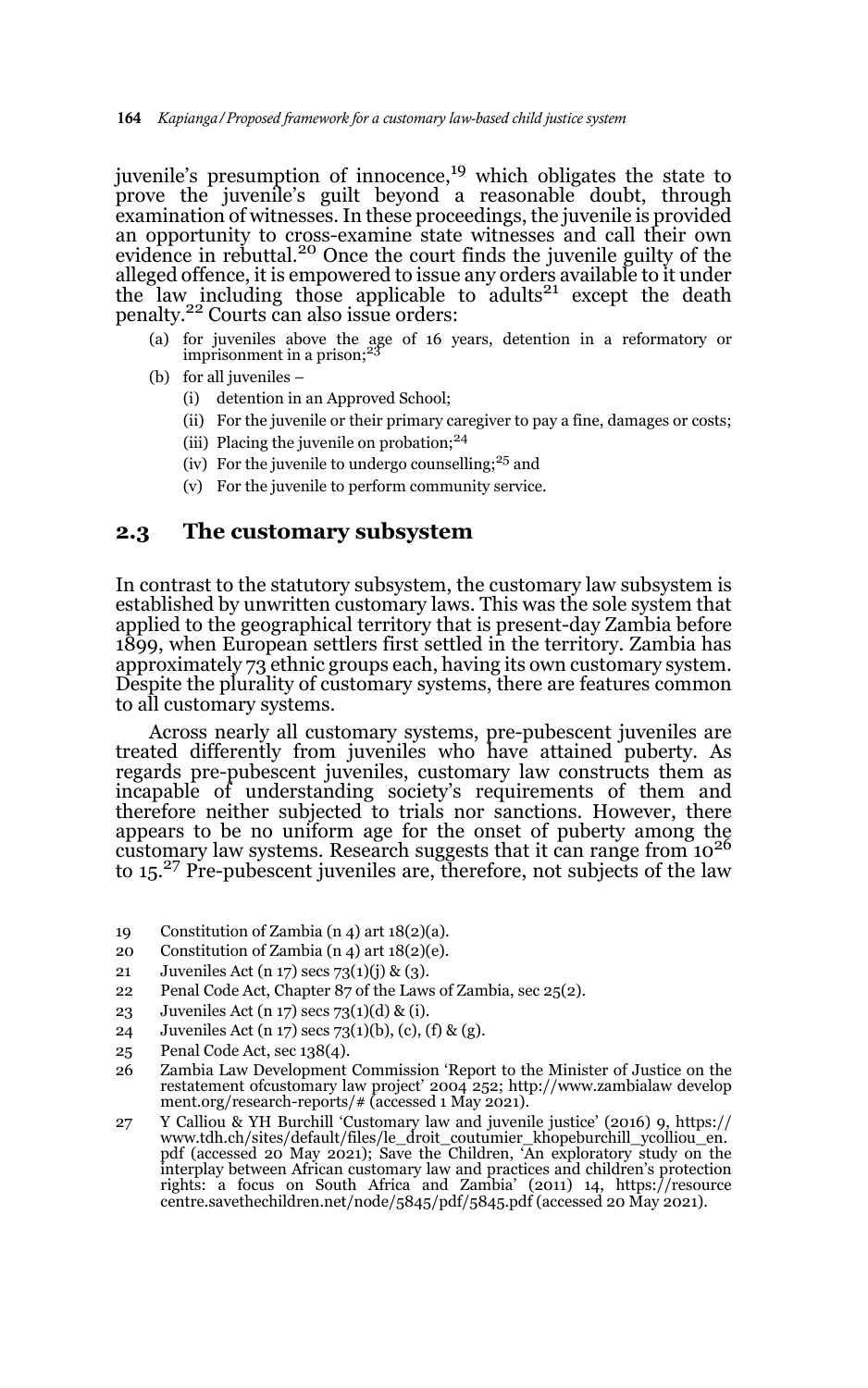juvenile's presumption of innocence,[19] which obligates the state to prove the juvenile's guilt beyond a reasonable doubt, through examination of witnesses. In these proceedings, the juvenile is provided an opportunity to cross-examine state witnesses and call their own evidence in rebuttal.[20] Once the court finds the juvenile guilty of the alleged offence, it is empowered to issue any orders available to it under the law including those applicable to adults[21] except the death penalty.[22] Courts can also issue orders:

(a) for juveniles above the age of 16 years, detention in a reformatory or imprisonment in a prison;[23]

(b) for all juveniles –

  (i) detention in an Approved School;

  (ii) For the juvenile or their primary caregiver to pay a fine, damages or costs;

  (iii) Placing the juvenile on probation;[24]

  (iv) For the juvenile to undergo counselling;[25] and

  (v) For the juvenile to perform community service.

## 2.3 The customary subsystem

In contrast to the statutory subsystem, the customary law subsystem is established by unwritten customary laws. This was the sole system that applied to the geographical territory that is present-day Zambia before 1899, when European settlers first settled in the territory. Zambia has approximately 73 ethnic groups each, having its own customary system. Despite the plurality of customary systems, there are features common to all customary systems.

Across nearly all customary systems, pre-pubescent juveniles are treated differently from juveniles who have attained puberty. As regards pre-pubescent juveniles, customary law constructs them as incapable of understanding society's requirements of them and therefore neither subjected to trials nor sanctions. However, there appears to be no uniform age for the onset of puberty among the customary law systems. Research suggests that it can range from 10[26] to 15.[27] Pre-pubescent juveniles are, therefore, not subjects of the law

19 Constitution of Zambia (n 4) art 18(2)(a).

20 Constitution of Zambia (n 4) art 18(2)(e).

21 Juveniles Act (n 17) secs 73(1)(j) & (3).

22 Penal Code Act, Chapter 87 of the Laws of Zambia, sec 25(2).

23 Juveniles Act (n 17) secs 73(1)(d) & (i).

24 Juveniles Act (n 17) secs 73(1)(b), (c), (f) & (g).

25 Penal Code Act, sec 138(4).

26 Zambia Law Development Commission 'Report to the Minister of Justice on the restatement ofcustomary law project' 2004 252; http://www.zambialaw development.org/research-reports/# (accessed 1 May 2021).

27 Y Calliou & YH Burchill 'Customary law and juvenile justice' (2016) 9, https://www.tdh.ch/sites/default/files/le_droit_coutumier_khopeburchill_ycolliou_en.pdf (accessed 20 May 2021); Save the Children, 'An exploratory study on the interplay between African customary law and practices and children's protection rights: a focus on South Africa and Zambia' (2011) 14, https://resourcecentre.savethechildren.net/node/5845/pdf/5845.pdf (accessed 20 May 2021).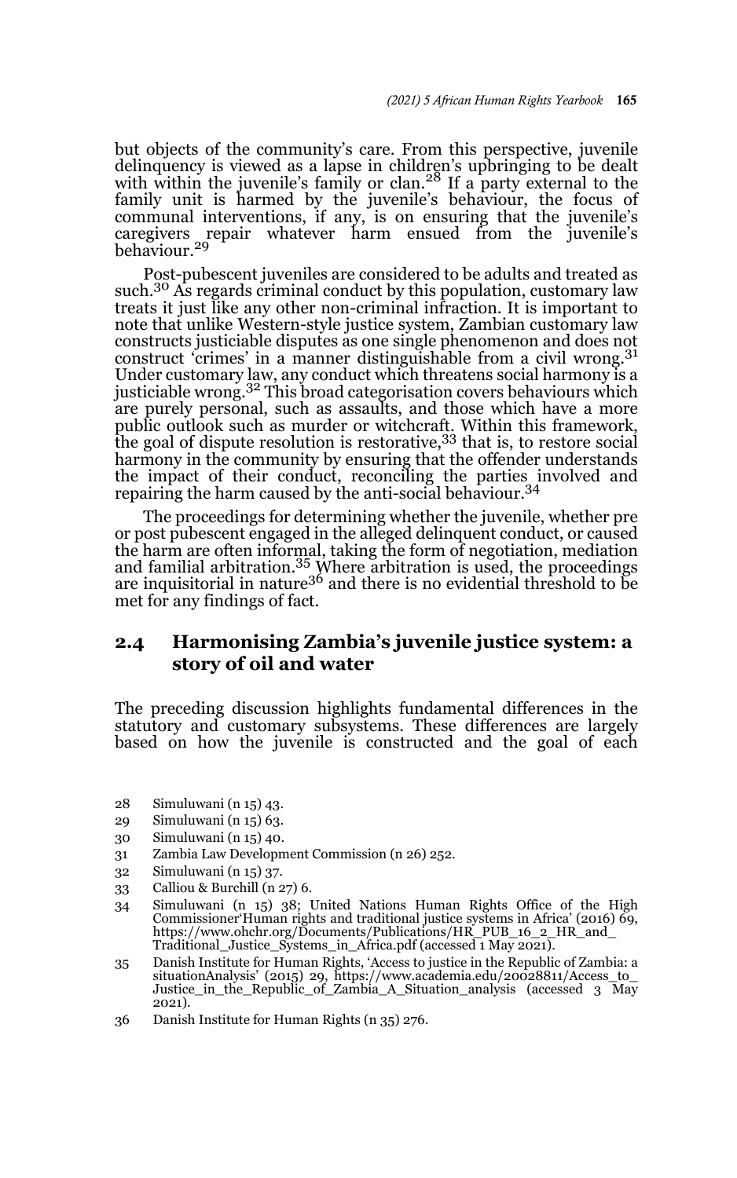but objects of the community's care. From this perspective, juvenile delinquency is viewed as a lapse in children's upbringing to be dealt with within the juvenile's family or clan.[28] If a party external to the family unit is harmed by the juvenile's behaviour, the focus of communal interventions, if any, is on ensuring that the juvenile's caregivers repair whatever harm ensued from the juvenile's behaviour.[29]

Post-pubescent juveniles are considered to be adults and treated as such.[30] As regards criminal conduct by this population, customary law treats it just like any other non-criminal infraction. It is important to note that unlike Western-style justice system, Zambian customary law constructs justiciable disputes as one single phenomenon and does not construct 'crimes' in a manner distinguishable from a civil wrong.[31] Under customary law, any conduct which threatens social harmony is a justiciable wrong.[32] This broad categorisation covers behaviours which are purely personal, such as assaults, and those which have a more public outlook such as murder or witchcraft. Within this framework, the goal of dispute resolution is restorative,[33] that is, to restore social harmony in the community by ensuring that the offender understands the impact of their conduct, reconciling the parties involved and repairing the harm caused by the anti-social behaviour.[34]

The proceedings for determining whether the juvenile, whether pre or post pubescent engaged in the alleged delinquent conduct, or caused the harm are often informal, taking the form of negotiation, mediation and familial arbitration.[35] Where arbitration is used, the proceedings are inquisitorial in nature[36] and there is no evidential threshold to be met for any findings of fact.

## 2.4 Harmonising Zambia's juvenile justice system: a story of oil and water

The preceding discussion highlights fundamental differences in the statutory and customary subsystems. These differences are largely based on how the juvenile is constructed and the goal of each

28 Simuluwani (n 15) 43.

29 Simuluwani (n 15) 63.

30 Simuluwani (n 15) 40.

31 Zambia Law Development Commission (n 26) 252.

32 Simuluwani (n 15) 37.

33 Calliou & Burchill (n 27) 6.

34 Simuluwani (n 15) 38; United Nations Human Rights Office of the High Commissioner'Human rights and traditional justice systems in Africa' (2016) 69, https://www.ohchr.org/Documents/Publications/HR_PUB_16_2_HR_and_Traditional_Justice_Systems_in_Africa.pdf (accessed 1 May 2021).

35 Danish Institute for Human Rights, 'Access to justice in the Republic of Zambia: a situationAnalysis' (2015) 29, https://www.academia.edu/20028811/Access_to_Justice_in_the_Republic_of_Zambia_A_Situation_analysis (accessed 3 May 2021).

36 Danish Institute for Human Rights (n 35) 276.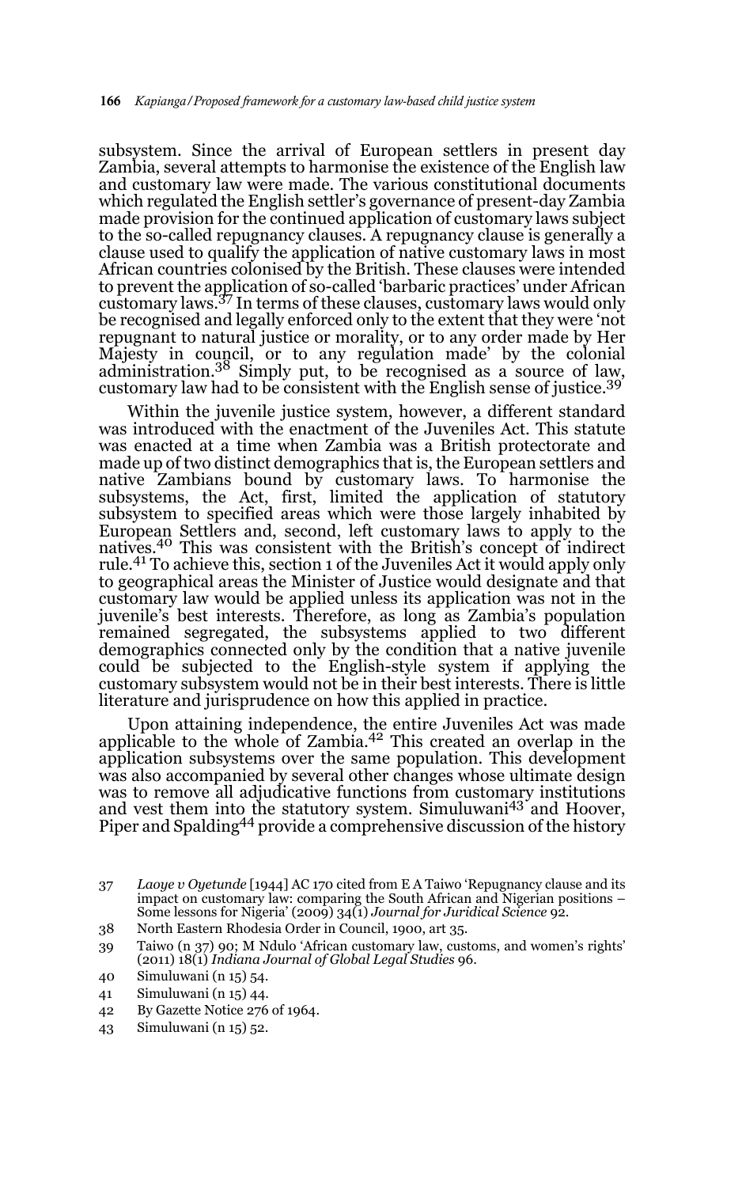subsystem. Since the arrival of European settlers in present day Zambia, several attempts to harmonise the existence of the English law and customary law were made. The various constitutional documents which regulated the English settler's governance of present-day Zambia made provision for the continued application of customary laws subject to the so-called repugnancy clauses. A repugnancy clause is generally a clause used to qualify the application of native customary laws in most African countries colonised by the British. These clauses were intended to prevent the application of so-called 'barbaric practices' under African customary laws.[37] In terms of these clauses, customary laws would only be recognised and legally enforced only to the extent that they were 'not repugnant to natural justice or morality, or to any order made by Her Majesty in council, or to any regulation made' by the colonial administration.[38] Simply put, to be recognised as a source of law, customary law had to be consistent with the English sense of justice.[39]

Within the juvenile justice system, however, a different standard was introduced with the enactment of the Juveniles Act. This statute was enacted at a time when Zambia was a British protectorate and made up of two distinct demographics that is, the European settlers and native Zambians bound by customary laws. To harmonise the subsystems, the Act, first, limited the application of statutory subsystem to specified areas which were those largely inhabited by European Settlers and, second, left customary laws to apply to the natives.[40] This was consistent with the British's concept of indirect rule.[41] To achieve this, section 1 of the Juveniles Act it would apply only to geographical areas the Minister of Justice would designate and that customary law would be applied unless its application was not in the juvenile's best interests. Therefore, as long as Zambia's population remained segregated, the subsystems applied to two different demographics connected only by the condition that a native juvenile could be subjected to the English-style system if applying the customary subsystem would not be in their best interests. There is little literature and jurisprudence on how this applied in practice.

Upon attaining independence, the entire Juveniles Act was made applicable to the whole of Zambia.[42] This created an overlap in the application subsystems over the same population. This development was also accompanied by several other changes whose ultimate design was to remove all adjudicative functions from customary institutions and vest them into the statutory system. Simuluwani[43] and Hoover, Piper and Spalding[44] provide a comprehensive discussion of the history

---

37 *Laoye v Oyetunde* [1944] AC 170 cited from E A Taiwo 'Repugnancy clause and its impact on customary law: comparing the South African and Nigerian positions – Some lessons for Nigeria' (2009) 34(1) *Journal for Juridical Science* 92.

38 North Eastern Rhodesia Order in Council, 1900, art 35.

39 Taiwo (n 37) 90; M Ndulo 'African customary law, customs, and women's rights' (2011) 18(1) *Indiana Journal of Global Legal Studies* 96.

40 Simuluwani (n 15) 54.

41 Simuluwani (n 15) 44.

42 By Gazette Notice 276 of 1964.

43 Simuluwani (n 15) 52.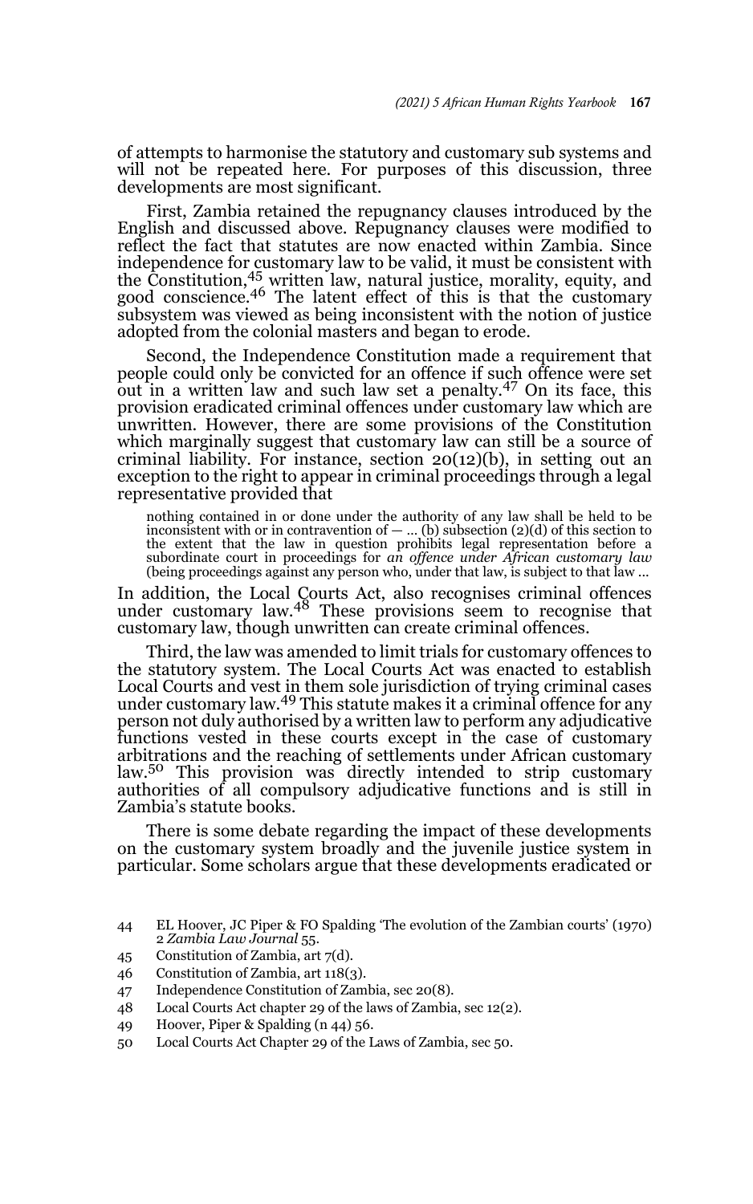of attempts to harmonise the statutory and customary sub systems and will not be repeated here. For purposes of this discussion, three developments are most significant.

First, Zambia retained the repugnancy clauses introduced by the English and discussed above. Repugnancy clauses were modified to reflect the fact that statutes are now enacted within Zambia. Since independence for customary law to be valid, it must be consistent with the Constitution,[45] written law, natural justice, morality, equity, and good conscience.[46] The latent effect of this is that the customary subsystem was viewed as being inconsistent with the notion of justice adopted from the colonial masters and began to erode.

Second, the Independence Constitution made a requirement that people could only be convicted for an offence if such offence were set out in a written law and such law set a penalty.[47] On its face, this provision eradicated criminal offences under customary law which are unwritten. However, there are some provisions of the Constitution which marginally suggest that customary law can still be a source of criminal liability. For instance, section 20(12)(b), in setting out an exception to the right to appear in criminal proceedings through a legal representative provided that

> nothing contained in or done under the authority of any law shall be held to be inconsistent with or in contravention of — ... (b) subsection (2)(d) of this section to the extent that the law in question prohibits legal representation before a subordinate court in proceedings for *an offence under African customary law* (being proceedings against any person who, under that law, is subject to that law ...

In addition, the Local Courts Act, also recognises criminal offences under customary law.[48] These provisions seem to recognise that customary law, though unwritten can create criminal offences.

Third, the law was amended to limit trials for customary offences to the statutory system. The Local Courts Act was enacted to establish Local Courts and vest in them sole jurisdiction of trying criminal cases under customary law.[49] This statute makes it a criminal offence for any person not duly authorised by a written law to perform any adjudicative functions vested in these courts except in the case of customary arbitrations and the reaching of settlements under African customary law.[50] This provision was directly intended to strip customary authorities of all compulsory adjudicative functions and is still in Zambia's statute books.

There is some debate regarding the impact of these developments on the customary system broadly and the juvenile justice system in particular. Some scholars argue that these developments eradicated or

---

44 EL Hoover, JC Piper & FO Spalding 'The evolution of the Zambian courts' (1970) 2 *Zambia Law Journal* 55.

45 Constitution of Zambia, art 7(d).

46 Constitution of Zambia, art 118(3).

47 Independence Constitution of Zambia, sec 20(8).

48 Local Courts Act chapter 29 of the laws of Zambia, sec 12(2).

49 Hoover, Piper & Spalding (n 44) 56.

50 Local Courts Act Chapter 29 of the Laws of Zambia, sec 50.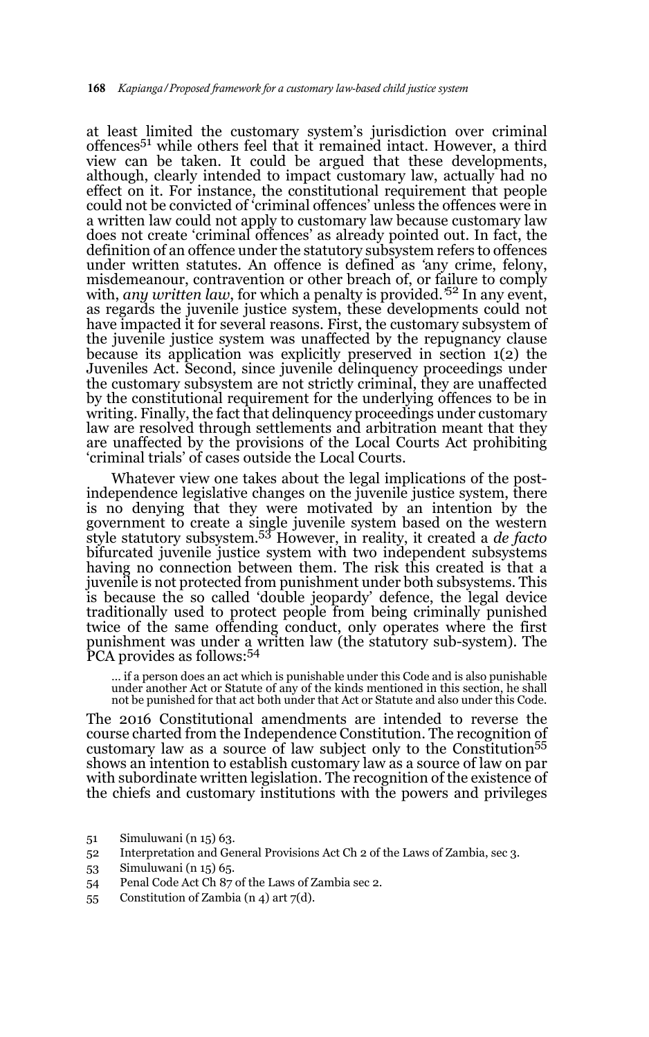at least limited the customary system's jurisdiction over criminal offences[51] while others feel that it remained intact. However, a third view can be taken. It could be argued that these developments, although, clearly intended to impact customary law, actually had no effect on it. For instance, the constitutional requirement that people could not be convicted of 'criminal offences' unless the offences were in a written law could not apply to customary law because customary law does not create 'criminal offences' as already pointed out. In fact, the definition of an offence under the statutory subsystem refers to offences under written statutes. An offence is defined as 'any crime, felony, misdemeanour, contravention or other breach of, or failure to comply with, *any written law*, for which a penalty is provided.'[52] In any event, as regards the juvenile justice system, these developments could not have impacted it for several reasons. First, the customary subsystem of the juvenile justice system was unaffected by the repugnancy clause because its application was explicitly preserved in section 1(2) the Juveniles Act. Second, since juvenile delinquency proceedings under the customary subsystem are not strictly criminal, they are unaffected by the constitutional requirement for the underlying offences to be in writing. Finally, the fact that delinquency proceedings under customary law are resolved through settlements and arbitration meant that they are unaffected by the provisions of the Local Courts Act prohibiting 'criminal trials' of cases outside the Local Courts.

Whatever view one takes about the legal implications of the post-independence legislative changes on the juvenile justice system, there is no denying that they were motivated by an intention by the government to create a single juvenile system based on the western style statutory subsystem.[53] However, in reality, it created a *de facto* bifurcated juvenile justice system with two independent subsystems having no connection between them. The risk this created is that a juvenile is not protected from punishment under both subsystems. This is because the so called 'double jeopardy' defence, the legal device traditionally used to protect people from being criminally punished twice of the same offending conduct, only operates where the first punishment was under a written law (the statutory sub-system). The PCA provides as follows:[54]

> ... if a person does an act which is punishable under this Code and is also punishable under another Act or Statute of any of the kinds mentioned in this section, he shall not be punished for that act both under that Act or Statute and also under this Code.

The 2016 Constitutional amendments are intended to reverse the course charted from the Independence Constitution. The recognition of customary law as a source of law subject only to the Constitution[55] shows an intention to establish customary law as a source of law on par with subordinate written legislation. The recognition of the existence of the chiefs and customary institutions with the powers and privileges

---

51 Simuluwani (n 15) 63.

52 Interpretation and General Provisions Act Ch 2 of the Laws of Zambia, sec 3.

53 Simuluwani (n 15) 65.

54 Penal Code Act Ch 87 of the Laws of Zambia sec 2.

55 Constitution of Zambia (n 4) art 7(d).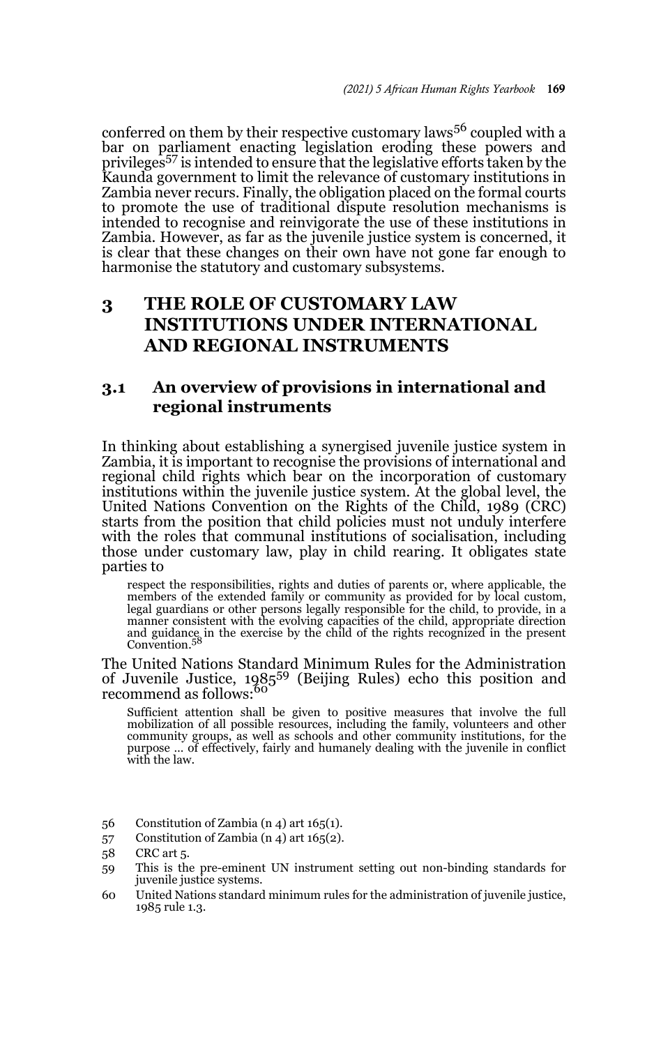conferred on them by their respective customary laws[56] coupled with a bar on parliament enacting legislation eroding these powers and privileges[57] is intended to ensure that the legislative efforts taken by the Kaunda government to limit the relevance of customary institutions in Zambia never recurs. Finally, the obligation placed on the formal courts to promote the use of traditional dispute resolution mechanisms is intended to recognise and reinvigorate the use of these institutions in Zambia. However, as far as the juvenile justice system is concerned, it is clear that these changes on their own have not gone far enough to harmonise the statutory and customary subsystems.

## 3 THE ROLE OF CUSTOMARY LAW INSTITUTIONS UNDER INTERNATIONAL AND REGIONAL INSTRUMENTS

### 3.1 An overview of provisions in international and regional instruments

In thinking about establishing a synergised juvenile justice system in Zambia, it is important to recognise the provisions of international and regional child rights which bear on the incorporation of customary institutions within the juvenile justice system. At the global level, the United Nations Convention on the Rights of the Child, 1989 (CRC) starts from the position that child policies must not unduly interfere with the roles that communal institutions of socialisation, including those under customary law, play in child rearing. It obligates state parties to

> respect the responsibilities, rights and duties of parents or, where applicable, the members of the extended family or community as provided for by local custom, legal guardians or other persons legally responsible for the child, to provide, in a manner consistent with the evolving capacities of the child, appropriate direction and guidance in the exercise by the child of the rights recognized in the present Convention.[58]

The United Nations Standard Minimum Rules for the Administration of Juvenile Justice, 1985[59] (Beijing Rules) echo this position and recommend as follows:[60]

> Sufficient attention shall be given to positive measures that involve the full mobilization of all possible resources, including the family, volunteers and other community groups, as well as schools and other community institutions, for the purpose … of effectively, fairly and humanely dealing with the juvenile in conflict with the law.

---

56 Constitution of Zambia (n 4) art 165(1).

57 Constitution of Zambia (n 4) art 165(2).

58 CRC art 5.

59 This is the pre-eminent UN instrument setting out non-binding standards for juvenile justice systems.

60 United Nations standard minimum rules for the administration of juvenile justice, 1985 rule 1.3.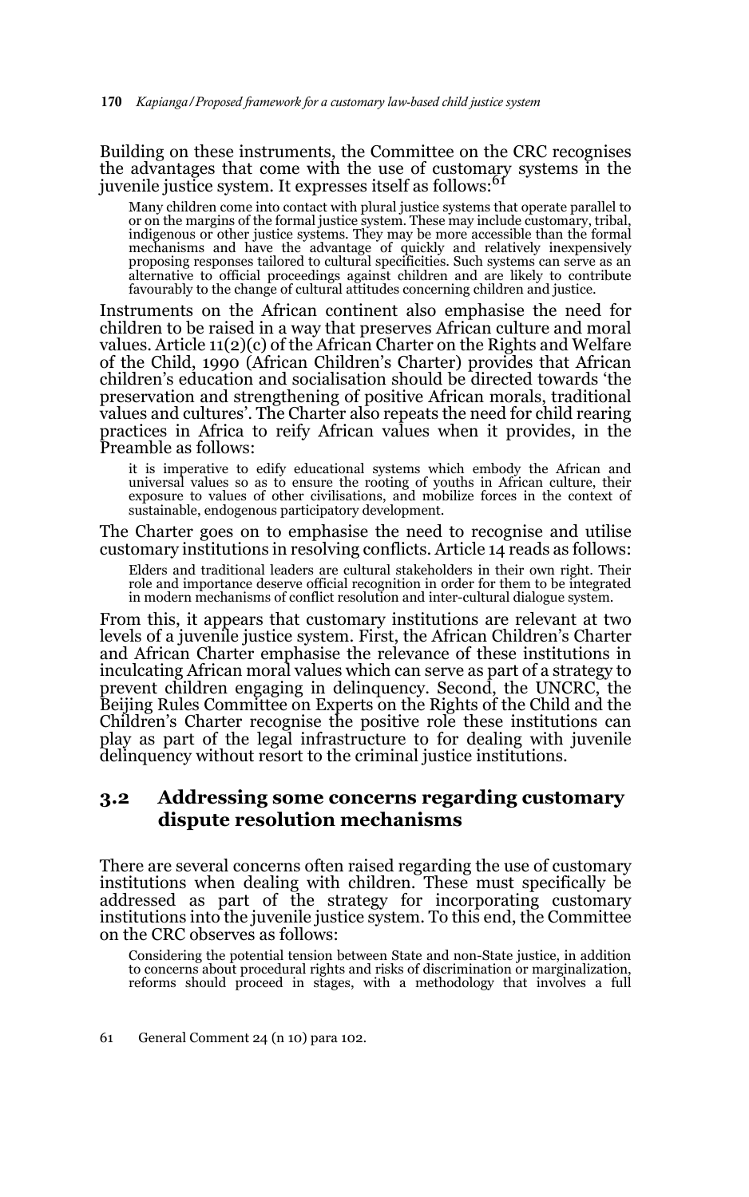Building on these instruments, the Committee on the CRC recognises the advantages that come with the use of customary systems in the juvenile justice system. It expresses itself as follows:[61]

> Many children come into contact with plural justice systems that operate parallel to or on the margins of the formal justice system. These may include customary, tribal, indigenous or other justice systems. They may be more accessible than the formal mechanisms and have the advantage of quickly and relatively inexpensively proposing responses tailored to cultural specificities. Such systems can serve as an alternative to official proceedings against children and are likely to contribute favourably to the change of cultural attitudes concerning children and justice.

Instruments on the African continent also emphasise the need for children to be raised in a way that preserves African culture and moral values. Article 11(2)(c) of the African Charter on the Rights and Welfare of the Child, 1990 (African Children's Charter) provides that African children's education and socialisation should be directed towards 'the preservation and strengthening of positive African morals, traditional values and cultures'. The Charter also repeats the need for child rearing practices in Africa to reify African values when it provides, in the Preamble as follows:

> it is imperative to edify educational systems which embody the African and universal values so as to ensure the rooting of youths in African culture, their exposure to values of other civilisations, and mobilize forces in the context of sustainable, endogenous participatory development.

The Charter goes on to emphasise the need to recognise and utilise customary institutions in resolving conflicts. Article 14 reads as follows:

> Elders and traditional leaders are cultural stakeholders in their own right. Their role and importance deserve official recognition in order for them to be integrated in modern mechanisms of conflict resolution and inter-cultural dialogue system.

From this, it appears that customary institutions are relevant at two levels of a juvenile justice system. First, the African Children's Charter and African Charter emphasise the relevance of these institutions in inculcating African moral values which can serve as part of a strategy to prevent children engaging in delinquency. Second, the UNCRC, the Beijing Rules Committee on Experts on the Rights of the Child and the Children's Charter recognise the positive role these institutions can play as part of the legal infrastructure to for dealing with juvenile delinquency without resort to the criminal justice institutions.

## 3.2 Addressing some concerns regarding customary dispute resolution mechanisms

There are several concerns often raised regarding the use of customary institutions when dealing with children. These must specifically be addressed as part of the strategy for incorporating customary institutions into the juvenile justice system. To this end, the Committee on the CRC observes as follows:

> Considering the potential tension between State and non-State justice, in addition to concerns about procedural rights and risks of discrimination or marginalization, reforms should proceed in stages, with a methodology that involves a full

61 General Comment 24 (n 10) para 102.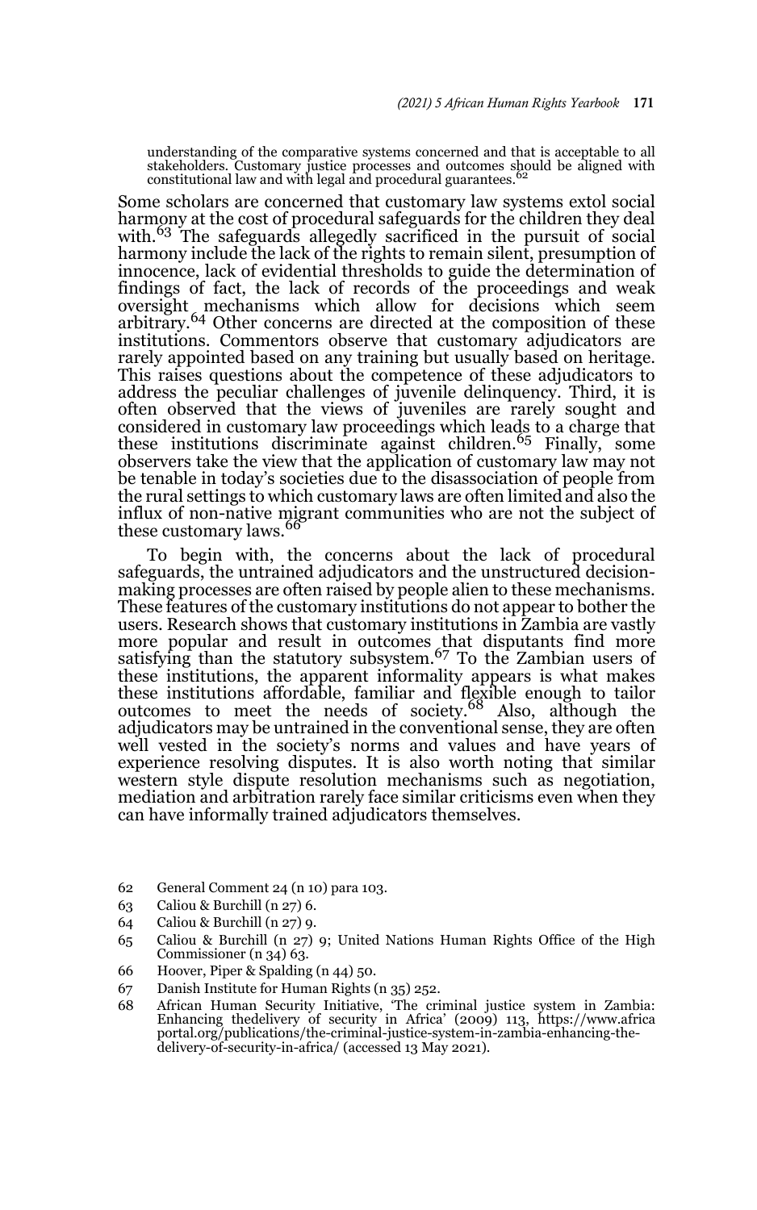understanding of the comparative systems concerned and that is acceptable to all stakeholders. Customary justice processes and outcomes should be aligned with constitutional law and with legal and procedural guarantees.[62]

Some scholars are concerned that customary law systems extol social harmony at the cost of procedural safeguards for the children they deal with.[63] The safeguards allegedly sacrificed in the pursuit of social harmony include the lack of the rights to remain silent, presumption of innocence, lack of evidential thresholds to guide the determination of findings of fact, the lack of records of the proceedings and weak oversight mechanisms which allow for decisions which seem arbitrary.[64] Other concerns are directed at the composition of these institutions. Commentors observe that customary adjudicators are rarely appointed based on any training but usually based on heritage. This raises questions about the competence of these adjudicators to address the peculiar challenges of juvenile delinquency. Third, it is often observed that the views of juveniles are rarely sought and considered in customary law proceedings which leads to a charge that these institutions discriminate against children.[65] Finally, some observers take the view that the application of customary law may not be tenable in today's societies due to the disassociation of people from the rural settings to which customary laws are often limited and also the influx of non-native migrant communities who are not the subject of these customary laws.[66]

To begin with, the concerns about the lack of procedural safeguards, the untrained adjudicators and the unstructured decision-making processes are often raised by people alien to these mechanisms. These features of the customary institutions do not appear to bother the users. Research shows that customary institutions in Zambia are vastly more popular and result in outcomes that disputants find more satisfying than the statutory subsystem.[67] To the Zambian users of these institutions, the apparent informality appears is what makes these institutions affordable, familiar and flexible enough to tailor outcomes to meet the needs of society.[68] Also, although the adjudicators may be untrained in the conventional sense, they are often well vested in the society's norms and values and have years of experience resolving disputes. It is also worth noting that similar western style dispute resolution mechanisms such as negotiation, mediation and arbitration rarely face similar criticisms even when they can have informally trained adjudicators themselves.

62 General Comment 24 (n 10) para 103.

63 Caliou & Burchill (n 27) 6.

64 Caliou & Burchill (n 27) 9.

65 Caliou & Burchill (n 27) 9; United Nations Human Rights Office of the High Commissioner (n 34) 63.

66 Hoover, Piper & Spalding (n 44) 50.

67 Danish Institute for Human Rights (n 35) 252.

68 African Human Security Initiative, 'The criminal justice system in Zambia: Enhancing thedelivery of security in Africa' (2009) 113, https://www.africaportal.org/publications/the-criminal-justice-system-in-zambia-enhancing-the-delivery-of-security-in-africa/ (accessed 13 May 2021).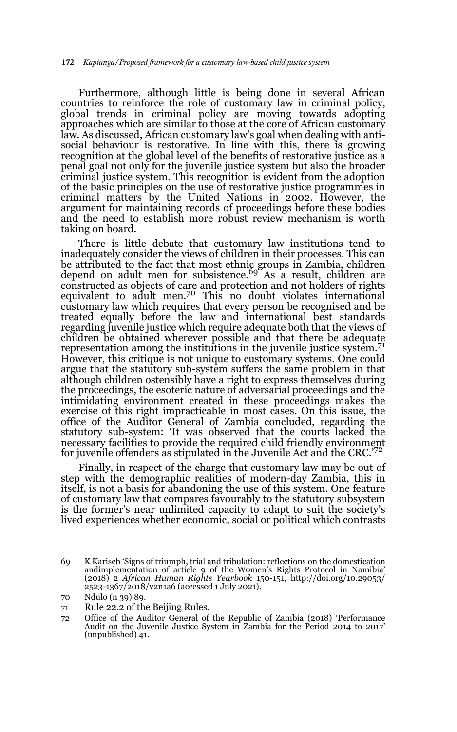Furthermore, although little is being done in several African countries to reinforce the role of customary law in criminal policy, global trends in criminal policy are moving towards adopting approaches which are similar to those at the core of African customary law. As discussed, African customary law's goal when dealing with anti-social behaviour is restorative. In line with this, there is growing recognition at the global level of the benefits of restorative justice as a penal goal not only for the juvenile justice system but also the broader criminal justice system. This recognition is evident from the adoption of the basic principles on the use of restorative justice programmes in criminal matters by the United Nations in 2002. However, the argument for maintaining records of proceedings before these bodies and the need to establish more robust review mechanism is worth taking on board.

There is little debate that customary law institutions tend to inadequately consider the views of children in their processes. This can be attributed to the fact that most ethnic groups in Zambia, children depend on adult men for subsistence.[69] As a result, children are constructed as objects of care and protection and not holders of rights equivalent to adult men.[70] This no doubt violates international customary law which requires that every person be recognised and be treated equally before the law and international best standards regarding juvenile justice which require adequate both that the views of children be obtained wherever possible and that there be adequate representation among the institutions in the juvenile justice system.[71] However, this critique is not unique to customary systems. One could argue that the statutory sub-system suffers the same problem in that although children ostensibly have a right to express themselves during the proceedings, the esoteric nature of adversarial proceedings and the intimidating environment created in these proceedings makes the exercise of this right impracticable in most cases. On this issue, the office of the Auditor General of Zambia concluded, regarding the statutory sub-system: 'It was observed that the courts lacked the necessary facilities to provide the required child friendly environment for juvenile offenders as stipulated in the Juvenile Act and the CRC.'[72]

Finally, in respect of the charge that customary law may be out of step with the demographic realities of modern-day Zambia, this in itself, is not a basis for abandoning the use of this system. One feature of customary law that compares favourably to the statutory subsystem is the former's near unlimited capacity to adapt to suit the society's lived experiences whether economic, social or political which contrasts

69 K Kariseb 'Signs of triumph, trial and tribulation: reflections on the domestication andimplementation of article 9 of the Women's Rights Protocol in Namibia' (2018) 2 *African Human Rights Yearbook* 150-151, http://doi.org/10.29053/2523-1367/2018/v2n1a6 (accessed 1 July 2021).

70 Ndulo (n 39) 89.

71 Rule 22.2 of the Beijing Rules.

72 Office of the Auditor General of the Republic of Zambia (2018) 'Performance Audit on the Juvenile Justice System in Zambia for the Period 2014 to 2017' (unpublished) 41.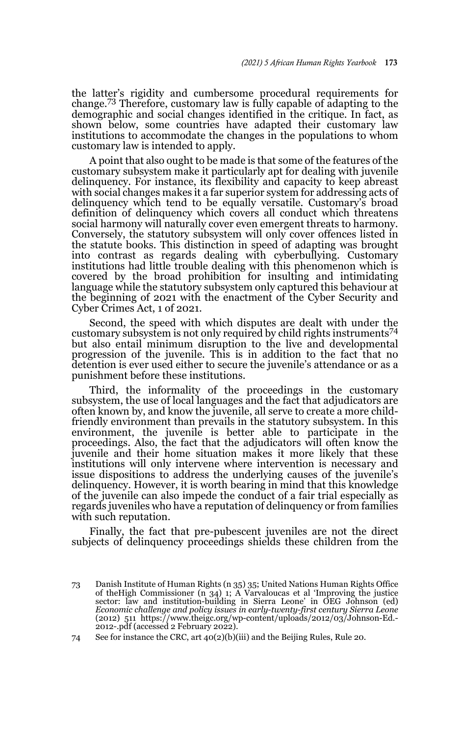the latter's rigidity and cumbersome procedural requirements for change.[73] Therefore, customary law is fully capable of adapting to the demographic and social changes identified in the critique. In fact, as shown below, some countries have adapted their customary law institutions to accommodate the changes in the populations to whom customary law is intended to apply.

A point that also ought to be made is that some of the features of the customary subsystem make it particularly apt for dealing with juvenile delinquency. For instance, its flexibility and capacity to keep abreast with social changes makes it a far superior system for addressing acts of delinquency which tend to be equally versatile. Customary's broad definition of delinquency which covers all conduct which threatens social harmony will naturally cover even emergent threats to harmony. Conversely, the statutory subsystem will only cover offences listed in the statute books. This distinction in speed of adapting was brought into contrast as regards dealing with cyberbullying. Customary institutions had little trouble dealing with this phenomenon which is covered by the broad prohibition for insulting and intimidating language while the statutory subsystem only captured this behaviour at the beginning of 2021 with the enactment of the Cyber Security and Cyber Crimes Act, 1 of 2021.

Second, the speed with which disputes are dealt with under the customary subsystem is not only required by child rights instruments[74] but also entail minimum disruption to the live and developmental progression of the juvenile. This is in addition to the fact that no detention is ever used either to secure the juvenile's attendance or as a punishment before these institutions.

Third, the informality of the proceedings in the customary subsystem, the use of local languages and the fact that adjudicators are often known by, and know the juvenile, all serve to create a more child-friendly environment than prevails in the statutory subsystem. In this environment, the juvenile is better able to participate in the proceedings. Also, the fact that the adjudicators will often know the juvenile and their home situation makes it more likely that these institutions will only intervene where intervention is necessary and issue dispositions to address the underlying causes of the juvenile's delinquency. However, it is worth bearing in mind that this knowledge of the juvenile can also impede the conduct of a fair trial especially as regards juveniles who have a reputation of delinquency or from families with such reputation.

Finally, the fact that pre-pubescent juveniles are not the direct subjects of delinquency proceedings shields these children from the

---

73 Danish Institute of Human Rights (n 35) 35; United Nations Human Rights Office of theHigh Commissioner (n 34) 1; A Varvaloucas et al 'Improving the justice sector: law and institution-building in Sierra Leone' in OEG Johnson (ed) *Economic challenge and policy issues in early-twenty-first century Sierra Leone* (2012) 511 https://www.theigc.org/wp-content/uploads/2012/03/Johnson-Ed.-2012-.pdf (accessed 2 February 2022).

74 See for instance the CRC, art 40(2)(b)(iii) and the Beijing Rules, Rule 20.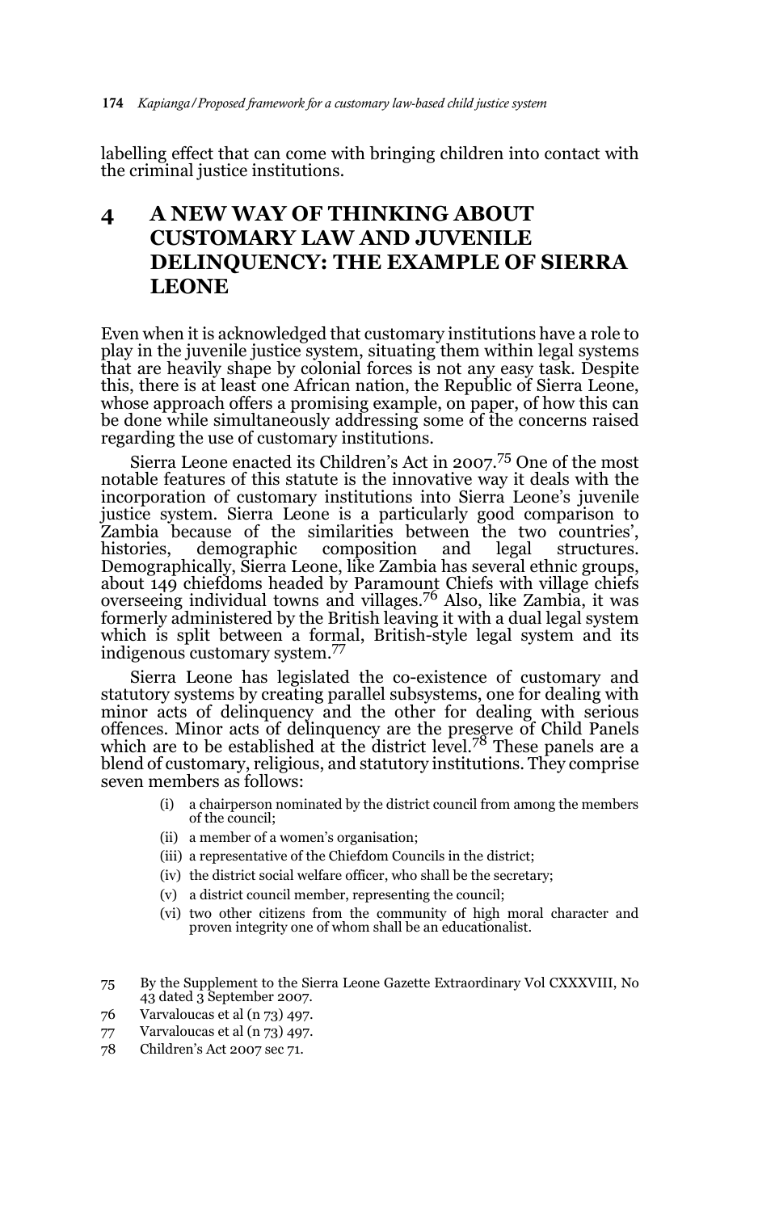labelling effect that can come with bringing children into contact with the criminal justice institutions.

## 4 A NEW WAY OF THINKING ABOUT CUSTOMARY LAW AND JUVENILE DELINQUENCY: THE EXAMPLE OF SIERRA LEONE

Even when it is acknowledged that customary institutions have a role to play in the juvenile justice system, situating them within legal systems that are heavily shape by colonial forces is not any easy task. Despite this, there is at least one African nation, the Republic of Sierra Leone, whose approach offers a promising example, on paper, of how this can be done while simultaneously addressing some of the concerns raised regarding the use of customary institutions.

Sierra Leone enacted its Children's Act in 2007.[75] One of the most notable features of this statute is the innovative way it deals with the incorporation of customary institutions into Sierra Leone's juvenile justice system. Sierra Leone is a particularly good comparison to Zambia because of the similarities between the two countries', histories, demographic composition and legal structures. Demographically, Sierra Leone, like Zambia has several ethnic groups, about 149 chiefdoms headed by Paramount Chiefs with village chiefs overseeing individual towns and villages.[76] Also, like Zambia, it was formerly administered by the British leaving it with a dual legal system which is split between a formal, British-style legal system and its indigenous customary system.[77]

Sierra Leone has legislated the co-existence of customary and statutory systems by creating parallel subsystems, one for dealing with minor acts of delinquency and the other for dealing with serious offences. Minor acts of delinquency are the preserve of Child Panels which are to be established at the district level.[78] These panels are a blend of customary, religious, and statutory institutions. They comprise seven members as follows:

> (i) a chairperson nominated by the district council from among the members of the council;
> (ii) a member of a women's organisation;
> (iii) a representative of the Chiefdom Councils in the district;
> (iv) the district social welfare officer, who shall be the secretary;
> (v) a district council member, representing the council;
> (vi) two other citizens from the community of high moral character and proven integrity one of whom shall be an educationalist.

---

75 By the Supplement to the Sierra Leone Gazette Extraordinary Vol CXXXVIII, No 43 dated 3 September 2007.

76 Varvaloucas et al (n 73) 497.

77 Varvaloucas et al (n 73) 497.

78 Children's Act 2007 sec 71.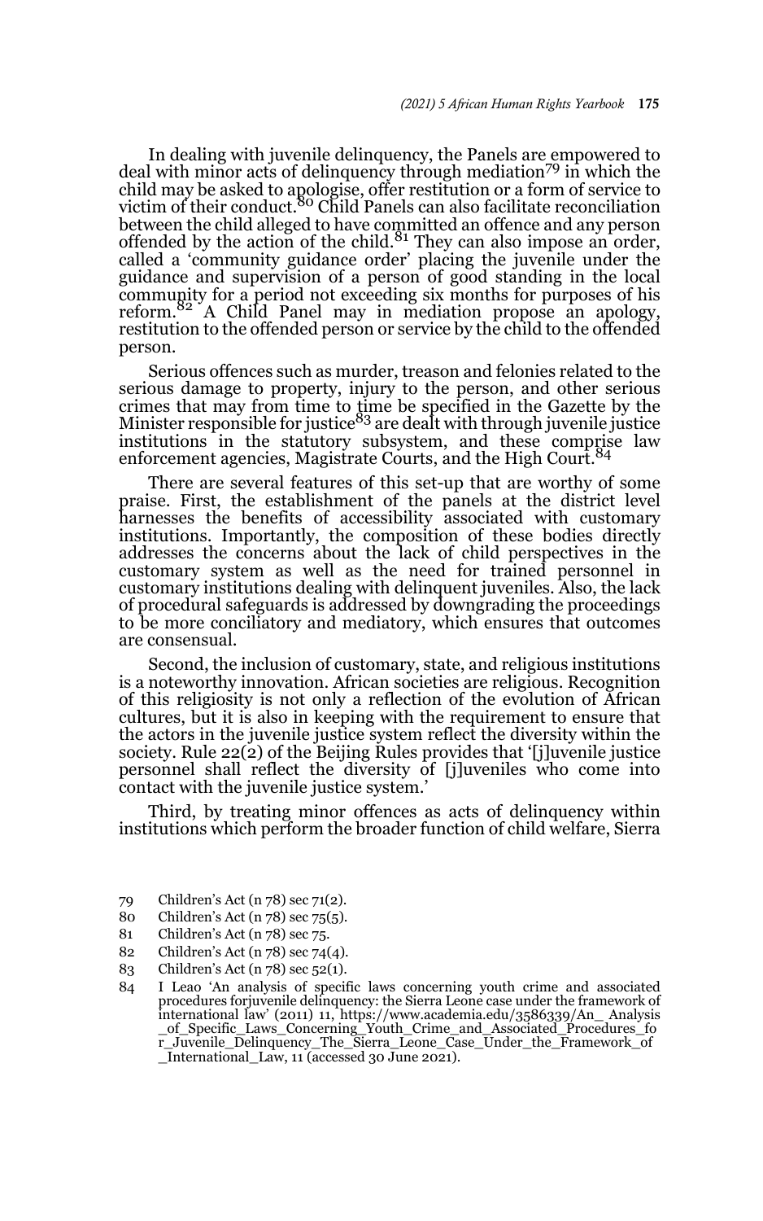In dealing with juvenile delinquency, the Panels are empowered to deal with minor acts of delinquency through mediation[79] in which the child may be asked to apologise, offer restitution or a form of service to victim of their conduct.[80] Child Panels can also facilitate reconciliation between the child alleged to have committed an offence and any person offended by the action of the child.[81] They can also impose an order, called a 'community guidance order' placing the juvenile under the guidance and supervision of a person of good standing in the local community for a period not exceeding six months for purposes of his reform.[82] A Child Panel may in mediation propose an apology, restitution to the offended person or service by the child to the offended person.

Serious offences such as murder, treason and felonies related to the serious damage to property, injury to the person, and other serious crimes that may from time to time be specified in the Gazette by the Minister responsible for justice[83] are dealt with through juvenile justice institutions in the statutory subsystem, and these comprise law enforcement agencies, Magistrate Courts, and the High Court.[84]

There are several features of this set-up that are worthy of some praise. First, the establishment of the panels at the district level harnesses the benefits of accessibility associated with customary institutions. Importantly, the composition of these bodies directly addresses the concerns about the lack of child perspectives in the customary system as well as the need for trained personnel in customary institutions dealing with delinquent juveniles. Also, the lack of procedural safeguards is addressed by downgrading the proceedings to be more conciliatory and mediatory, which ensures that outcomes are consensual.

Second, the inclusion of customary, state, and religious institutions is a noteworthy innovation. African societies are religious. Recognition of this religiosity is not only a reflection of the evolution of African cultures, but it is also in keeping with the requirement to ensure that the actors in the juvenile justice system reflect the diversity within the society. Rule 22(2) of the Beijing Rules provides that '[j]uvenile justice personnel shall reflect the diversity of [j]uveniles who come into contact with the juvenile justice system.'

Third, by treating minor offences as acts of delinquency within institutions which perform the broader function of child welfare, Sierra

---

79 Children's Act (n 78) sec 71(2).

80 Children's Act (n 78) sec 75(5).

81 Children's Act (n 78) sec 75.

82 Children's Act (n 78) sec 74(4).

83 Children's Act (n 78) sec 52(1).

84 I Leao 'An analysis of specific laws concerning youth crime and associated procedures forjuvenile delinquency: the Sierra Leone case under the framework of international law' (2011) 11, https://www.academia.edu/3586339/An_ Analysis_of_Specific_Laws_Concerning_Youth_Crime_and_Associated_Procedures_for_Juvenile_Delinquency_The_Sierra_Leone_Case_Under_the_Framework_of_International_Law, 11 (accessed 30 June 2021).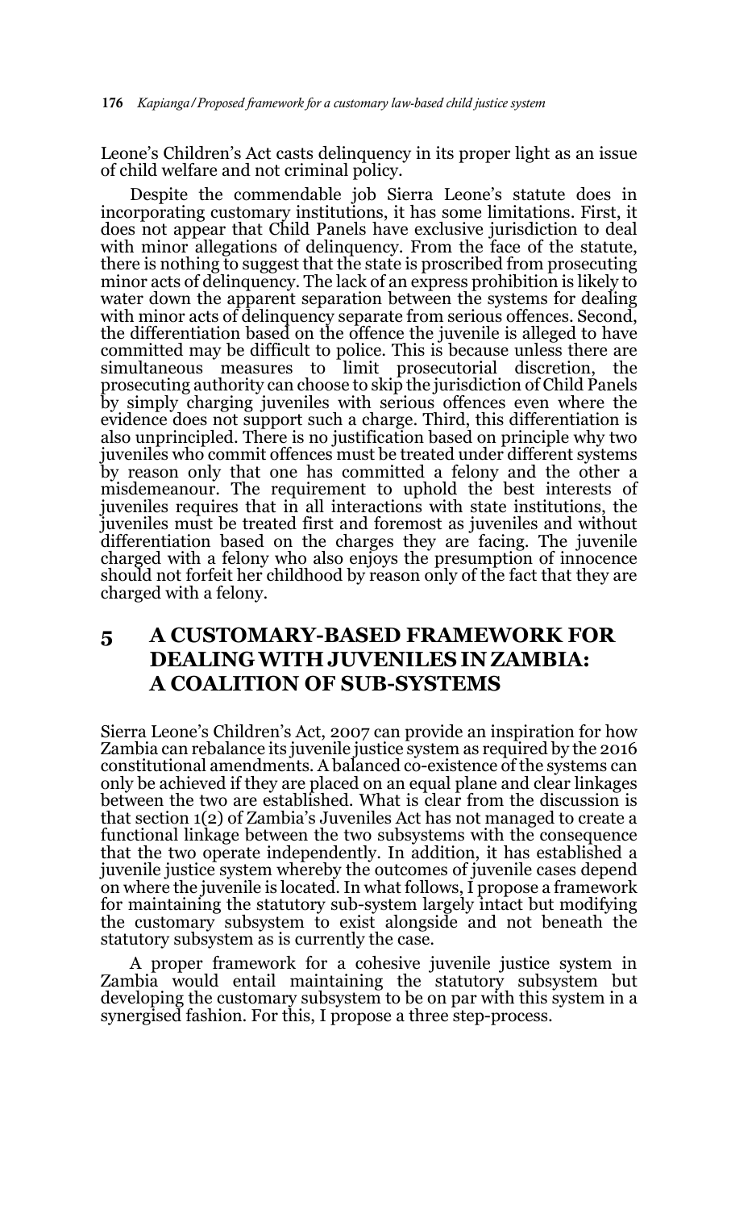Leone's Children's Act casts delinquency in its proper light as an issue of child welfare and not criminal policy.

Despite the commendable job Sierra Leone's statute does in incorporating customary institutions, it has some limitations. First, it does not appear that Child Panels have exclusive jurisdiction to deal with minor allegations of delinquency. From the face of the statute, there is nothing to suggest that the state is proscribed from prosecuting minor acts of delinquency. The lack of an express prohibition is likely to water down the apparent separation between the systems for dealing with minor acts of delinquency separate from serious offences. Second, the differentiation based on the offence the juvenile is alleged to have committed may be difficult to police. This is because unless there are simultaneous measures to limit prosecutorial discretion, the prosecuting authority can choose to skip the jurisdiction of Child Panels by simply charging juveniles with serious offences even where the evidence does not support such a charge. Third, this differentiation is also unprincipled. There is no justification based on principle why two juveniles who commit offences must be treated under different systems by reason only that one has committed a felony and the other a misdemeanour. The requirement to uphold the best interests of juveniles requires that in all interactions with state institutions, the juveniles must be treated first and foremost as juveniles and without differentiation based on the charges they are facing. The juvenile charged with a felony who also enjoys the presumption of innocence should not forfeit her childhood by reason only of the fact that they are charged with a felony.

## 5 A CUSTOMARY-BASED FRAMEWORK FOR DEALING WITH JUVENILES IN ZAMBIA: A COALITION OF SUB-SYSTEMS

Sierra Leone's Children's Act, 2007 can provide an inspiration for how Zambia can rebalance its juvenile justice system as required by the 2016 constitutional amendments. A balanced co-existence of the systems can only be achieved if they are placed on an equal plane and clear linkages between the two are established. What is clear from the discussion is that section 1(2) of Zambia's Juveniles Act has not managed to create a functional linkage between the two subsystems with the consequence that the two operate independently. In addition, it has established a juvenile justice system whereby the outcomes of juvenile cases depend on where the juvenile is located. In what follows, I propose a framework for maintaining the statutory sub-system largely intact but modifying the customary subsystem to exist alongside and not beneath the statutory subsystem as is currently the case.

A proper framework for a cohesive juvenile justice system in Zambia would entail maintaining the statutory subsystem but developing the customary subsystem to be on par with this system in a synergised fashion. For this, I propose a three step-process.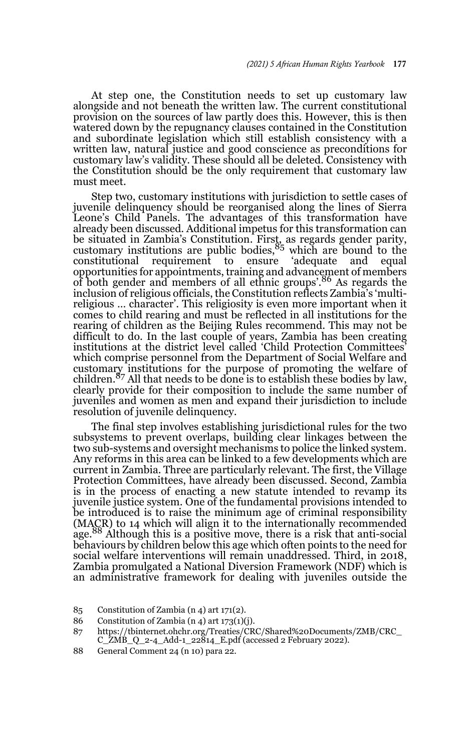At step one, the Constitution needs to set up customary law alongside and not beneath the written law. The current constitutional provision on the sources of law partly does this. However, this is then watered down by the repugnancy clauses contained in the Constitution and subordinate legislation which still establish consistency with a written law, natural justice and good conscience as preconditions for customary law's validity. These should all be deleted. Consistency with the Constitution should be the only requirement that customary law must meet.

Step two, customary institutions with jurisdiction to settle cases of juvenile delinquency should be reorganised along the lines of Sierra Leone's Child Panels. The advantages of this transformation have already been discussed. Additional impetus for this transformation can be situated in Zambia's Constitution. First, as regards gender parity, customary institutions are public bodies,[85] which are bound to the constitutional requirement to ensure 'adequate and equal opportunities for appointments, training and advancement of members of both gender and members of all ethnic groups'.[86] As regards the inclusion of religious officials, the Constitution reflects Zambia's 'multi-religious ... character'. This religiosity is even more important when it comes to child rearing and must be reflected in all institutions for the rearing of children as the Beijing Rules recommend. This may not be difficult to do. In the last couple of years, Zambia has been creating institutions at the district level called 'Child Protection Committees' which comprise personnel from the Department of Social Welfare and customary institutions for the purpose of promoting the welfare of children.[87] All that needs to be done is to establish these bodies by law, clearly provide for their composition to include the same number of juveniles and women as men and expand their jurisdiction to include resolution of juvenile delinquency.

The final step involves establishing jurisdictional rules for the two subsystems to prevent overlaps, building clear linkages between the two sub-systems and oversight mechanisms to police the linked system. Any reforms in this area can be linked to a few developments which are current in Zambia. Three are particularly relevant. The first, the Village Protection Committees, have already been discussed. Second, Zambia is in the process of enacting a new statute intended to revamp its juvenile justice system. One of the fundamental provisions intended to be introduced is to raise the minimum age of criminal responsibility (MACR) to 14 which will align it to the internationally recommended age.[88] Although this is a positive move, there is a risk that anti-social behaviours by children below this age which often points to the need for social welfare interventions will remain unaddressed. Third, in 2018, Zambia promulgated a National Diversion Framework (NDF) which is an administrative framework for dealing with juveniles outside the

---

85 Constitution of Zambia (n 4) art 171(2).

86 Constitution of Zambia (n 4) art 173(1)(j).

87 https://tbinternet.ohchr.org/Treaties/CRC/Shared%20Documents/ZMB/CRC_C_ZMB_Q_2-4_Add-1_22814_E.pdf (accessed 2 February 2022).

88 General Comment 24 (n 10) para 22.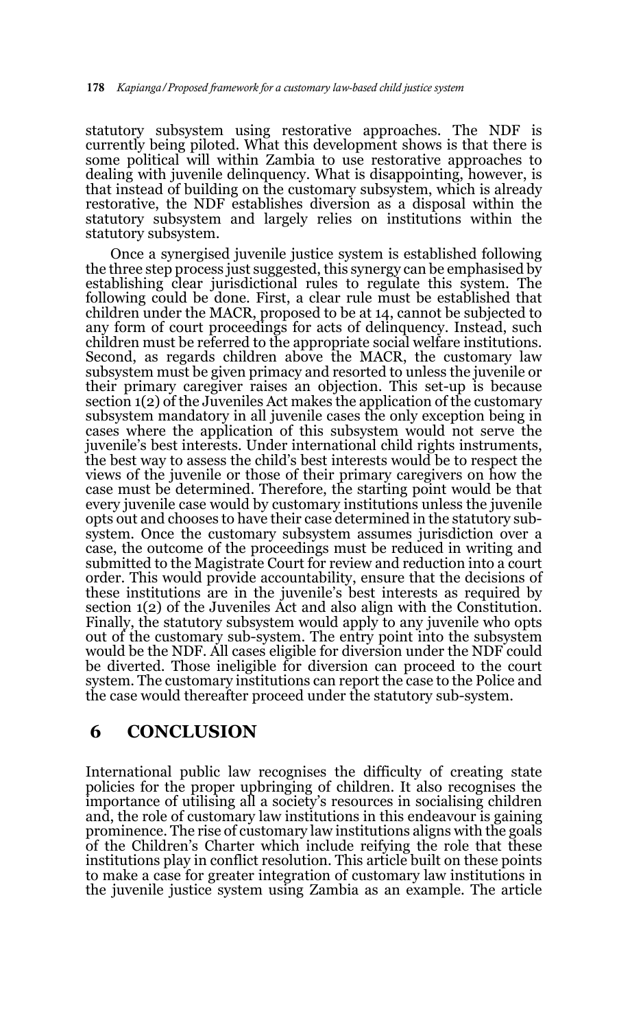statutory subsystem using restorative approaches. The NDF is currently being piloted. What this development shows is that there is some political will within Zambia to use restorative approaches to dealing with juvenile delinquency. What is disappointing, however, is that instead of building on the customary subsystem, which is already restorative, the NDF establishes diversion as a disposal within the statutory subsystem and largely relies on institutions within the statutory subsystem.

Once a synergised juvenile justice system is established following the three step process just suggested, this synergy can be emphasised by establishing clear jurisdictional rules to regulate this system. The following could be done. First, a clear rule must be established that children under the MACR, proposed to be at 14, cannot be subjected to any form of court proceedings for acts of delinquency. Instead, such children must be referred to the appropriate social welfare institutions. Second, as regards children above the MACR, the customary law subsystem must be given primacy and resorted to unless the juvenile or their primary caregiver raises an objection. This set-up is because section 1(2) of the Juveniles Act makes the application of the customary subsystem mandatory in all juvenile cases the only exception being in cases where the application of this subsystem would not serve the juvenile's best interests. Under international child rights instruments, the best way to assess the child's best interests would be to respect the views of the juvenile or those of their primary caregivers on how the case must be determined. Therefore, the starting point would be that every juvenile case would by customary institutions unless the juvenile opts out and chooses to have their case determined in the statutory sub-system. Once the customary subsystem assumes jurisdiction over a case, the outcome of the proceedings must be reduced in writing and submitted to the Magistrate Court for review and reduction into a court order. This would provide accountability, ensure that the decisions of these institutions are in the juvenile's best interests as required by section 1(2) of the Juveniles Act and also align with the Constitution. Finally, the statutory subsystem would apply to any juvenile who opts out of the customary sub-system. The entry point into the subsystem would be the NDF. All cases eligible for diversion under the NDF could be diverted. Those ineligible for diversion can proceed to the court system. The customary institutions can report the case to the Police and the case would thereafter proceed under the statutory sub-system.

## 6 CONCLUSION

International public law recognises the difficulty of creating state policies for the proper upbringing of children. It also recognises the importance of utilising all a society's resources in socialising children and, the role of customary law institutions in this endeavour is gaining prominence. The rise of customary law institutions aligns with the goals of the Children's Charter which include reifying the role that these institutions play in conflict resolution. This article built on these points to make a case for greater integration of customary law institutions in the juvenile justice system using Zambia as an example. The article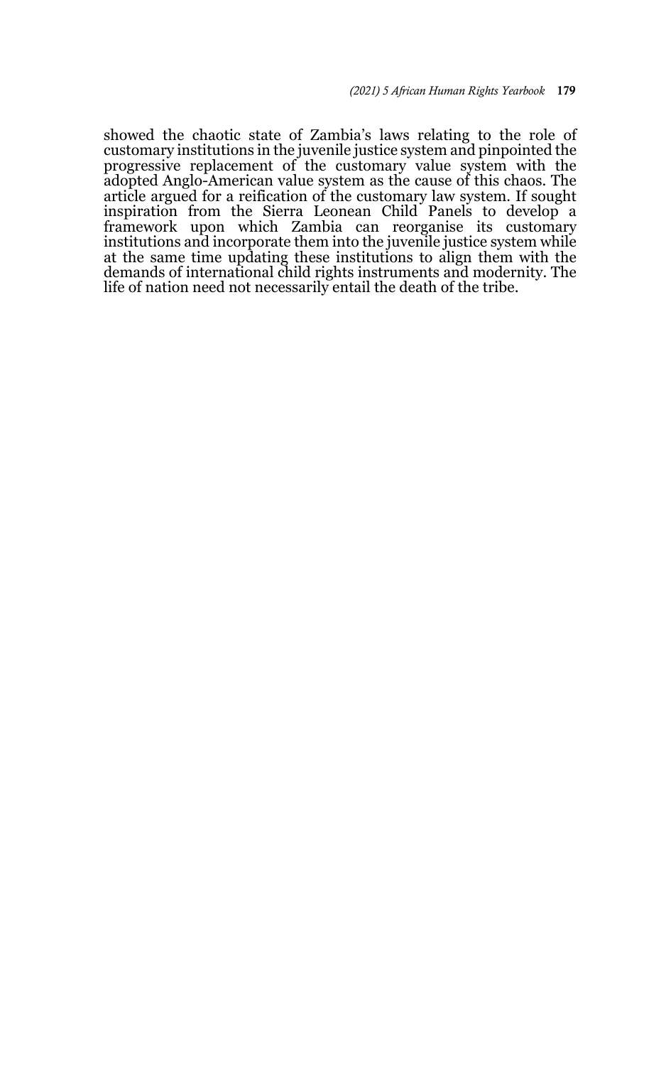showed the chaotic state of Zambia's laws relating to the role of customary institutions in the juvenile justice system and pinpointed the progressive replacement of the customary value system with the adopted Anglo-American value system as the cause of this chaos. The article argued for a reification of the customary law system. If sought inspiration from the Sierra Leonean Child Panels to develop a framework upon which Zambia can reorganise its customary institutions and incorporate them into the juvenile justice system while at the same time updating these institutions to align them with the demands of international child rights instruments and modernity. The life of nation need not necessarily entail the death of the tribe.